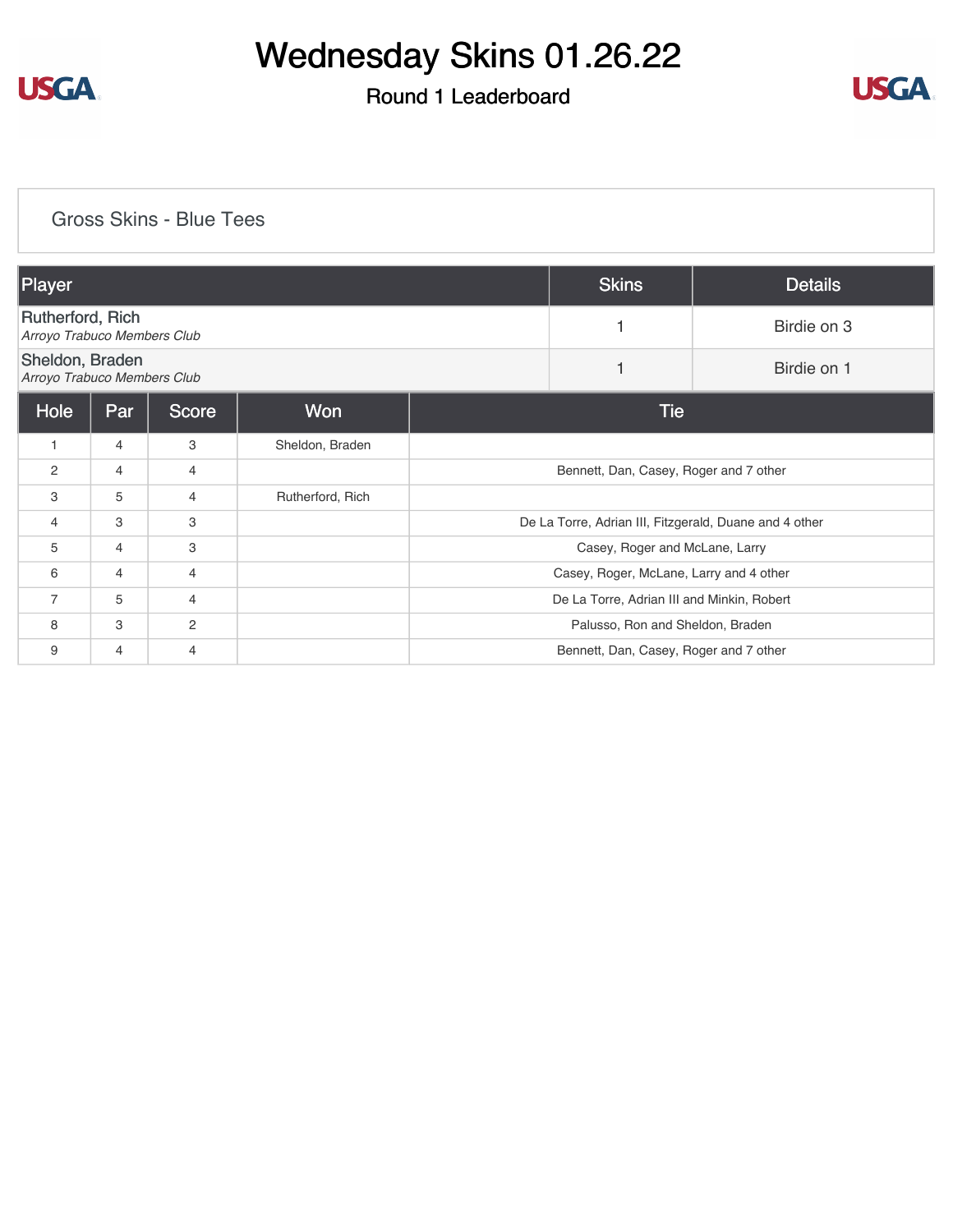# Wednesday Skins 01.26.22

## Round 1 Leaderboard

### Gross Skins - Blue Tees

| Player | Skins | Details |
|---|---|---|
| Rutherford, Rich<br>*Arroyo Trabuco Members Club* | 1 | Birdie on 3 |
| Sheldon, Braden<br>*Arroyo Trabuco Members Club* | 1 | Birdie on 1 |

| Hole | Par | Score | Won | Tie |
|---|---|---|---|---|
| 1 | 4 | 3 | Sheldon, Braden | |
| 2 | 4 | 4 | | Bennett, Dan, Casey, Roger and 7 other |
| 3 | 5 | 4 | Rutherford, Rich | |
| 4 | 3 | 3 | | De La Torre, Adrian III, Fitzgerald, Duane and 4 other |
| 5 | 4 | 3 | | Casey, Roger and McLane, Larry |
| 6 | 4 | 4 | | Casey, Roger, McLane, Larry and 4 other |
| 7 | 5 | 4 | | De La Torre, Adrian III and Minkin, Robert |
| 8 | 3 | 2 | | Palusso, Ron and Sheldon, Braden |
| 9 | 4 | 4 | | Bennett, Dan, Casey, Roger and 7 other |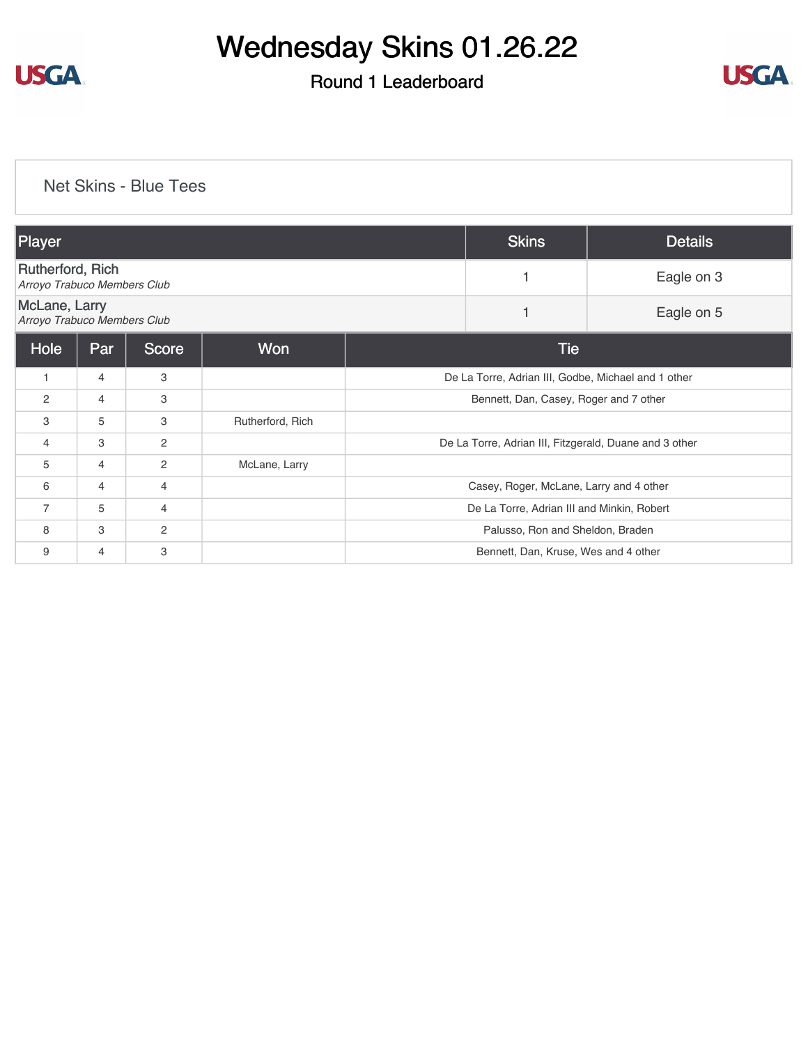# Wednesday Skins 01.26.22

## Round 1 Leaderboard

### Net Skins - Blue Tees

| Player | Skins | Details |
|---|---|---|
| Rutherford, Rich<br>*Arroyo Trabuco Members Club* | 1 | Eagle on 3 |
| McLane, Larry<br>*Arroyo Trabuco Members Club* | 1 | Eagle on 5 |

| Hole | Par | Score | Won | Tie |
|---|---|---|---|---|
| 1 | 4 | 3 | | De La Torre, Adrian III, Godbe, Michael and 1 other |
| 2 | 4 | 3 | | Bennett, Dan, Casey, Roger and 7 other |
| 3 | 5 | 3 | Rutherford, Rich | |
| 4 | 3 | 2 | | De La Torre, Adrian III, Fitzgerald, Duane and 3 other |
| 5 | 4 | 2 | McLane, Larry | |
| 6 | 4 | 4 | | Casey, Roger, McLane, Larry and 4 other |
| 7 | 5 | 4 | | De La Torre, Adrian III and Minkin, Robert |
| 8 | 3 | 2 | | Palusso, Ron and Sheldon, Braden |
| 9 | 4 | 3 | | Bennett, Dan, Kruse, Wes and 4 other |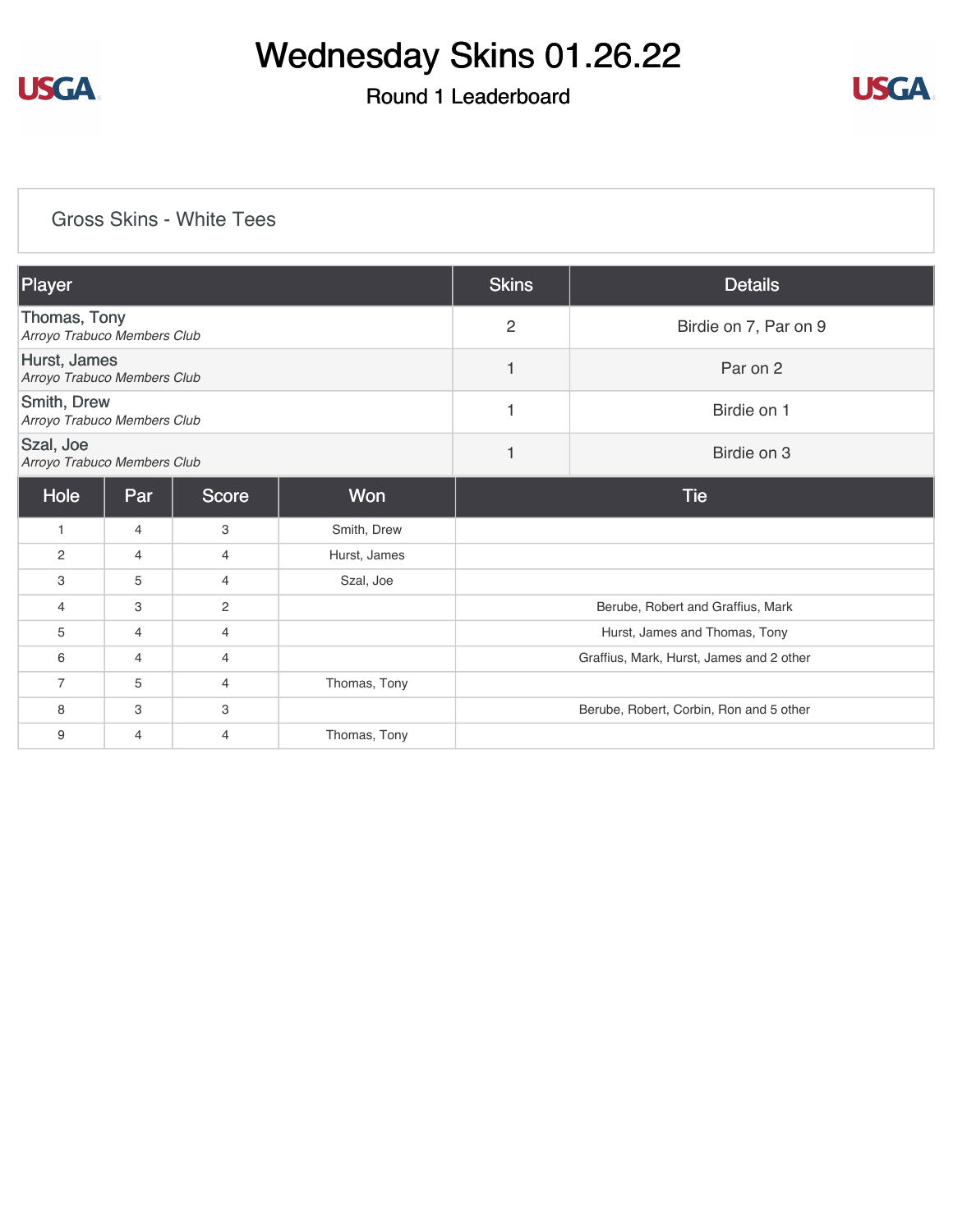# Wednesday Skins 01.26.22

## Round 1 Leaderboard

### Gross Skins - White Tees

| Player | Skins | Details |
|---|---|---|
| Thomas, Tony<br>*Arroyo Trabuco Members Club* | 2 | Birdie on 7, Par on 9 |
| Hurst, James<br>*Arroyo Trabuco Members Club* | 1 | Par on 2 |
| Smith, Drew<br>*Arroyo Trabuco Members Club* | 1 | Birdie on 1 |
| Szal, Joe<br>*Arroyo Trabuco Members Club* | 1 | Birdie on 3 |

| Hole | Par | Score | Won | Tie |
|---|---|---|---|---|
| 1 | 4 | 3 | Smith, Drew | |
| 2 | 4 | 4 | Hurst, James | |
| 3 | 5 | 4 | Szal, Joe | |
| 4 | 3 | 2 | | Berube, Robert and Graffius, Mark |
| 5 | 4 | 4 | | Hurst, James and Thomas, Tony |
| 6 | 4 | 4 | | Graffius, Mark, Hurst, James and 2 other |
| 7 | 5 | 4 | Thomas, Tony | |
| 8 | 3 | 3 | | Berube, Robert, Corbin, Ron and 5 other |
| 9 | 4 | 4 | Thomas, Tony | |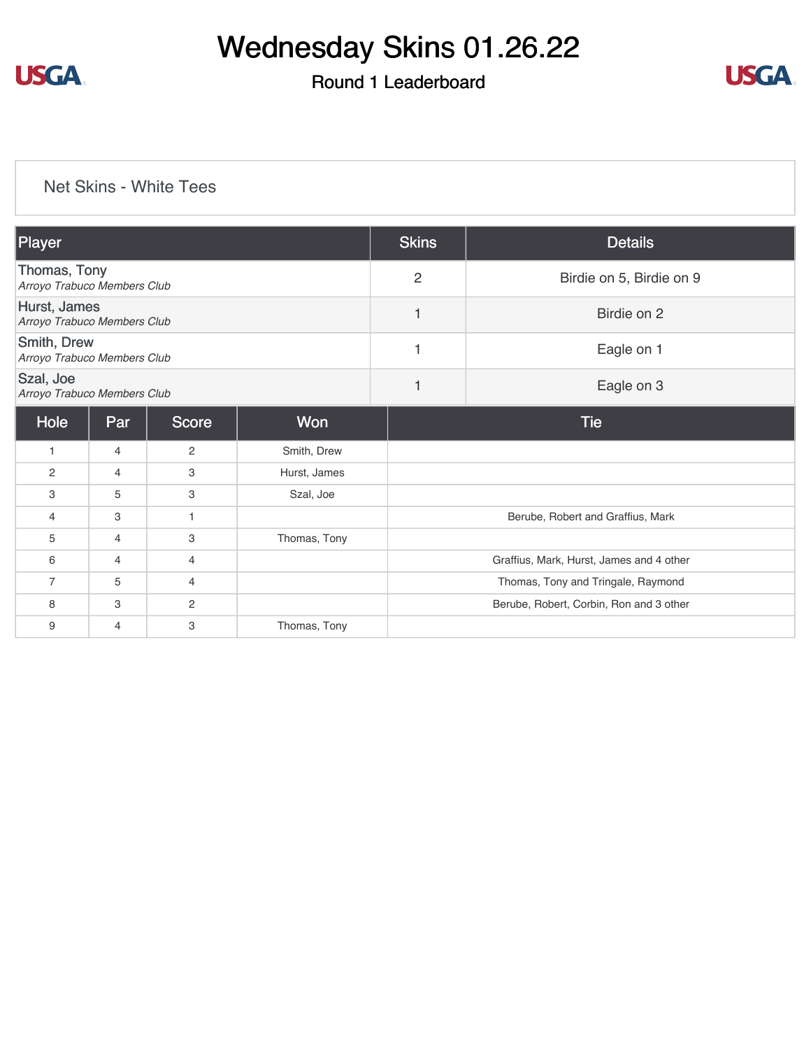# Wednesday Skins 01.26.22

## Round 1 Leaderboard

### Net Skins - White Tees

| Player | Skins | Details |
|---|---|---|
| Thomas, Tony<br>*Arroyo Trabuco Members Club* | 2 | Birdie on 5, Birdie on 9 |
| Hurst, James<br>*Arroyo Trabuco Members Club* | 1 | Birdie on 2 |
| Smith, Drew<br>*Arroyo Trabuco Members Club* | 1 | Eagle on 1 |
| Szal, Joe<br>*Arroyo Trabuco Members Club* | 1 | Eagle on 3 |

| Hole | Par | Score | Won | Tie |
|---|---|---|---|---|
| 1 | 4 | 2 | Smith, Drew | |
| 2 | 4 | 3 | Hurst, James | |
| 3 | 5 | 3 | Szal, Joe | |
| 4 | 3 | 1 | | Berube, Robert and Graffius, Mark |
| 5 | 4 | 3 | Thomas, Tony | |
| 6 | 4 | 4 | | Graffius, Mark, Hurst, James and 4 other |
| 7 | 5 | 4 | | Thomas, Tony and Tringale, Raymond |
| 8 | 3 | 2 | | Berube, Robert, Corbin, Ron and 3 other |
| 9 | 4 | 3 | Thomas, Tony | |